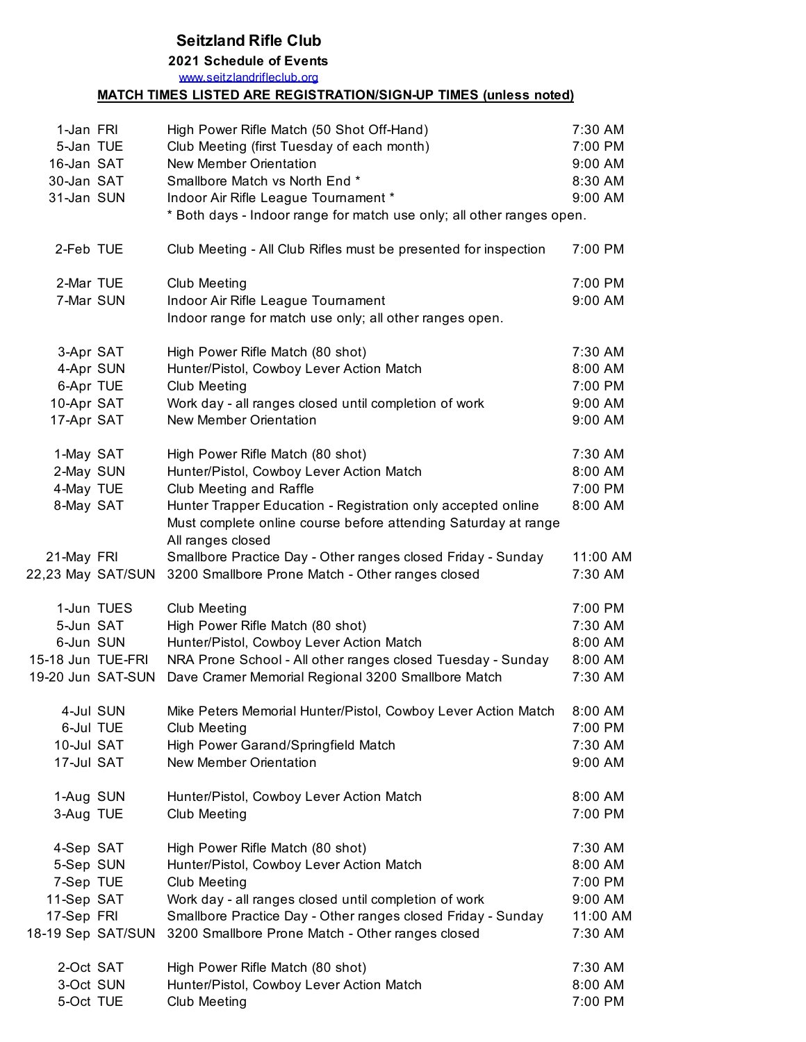# Seitzland Rifle Club

## 2021 Schedule of Events

www.seitzlandrifleclub.org

**MATCH TIMES LISTED ARE REGISTRATION/SIGN-UP TIMES (unless noted)**

| Date | Day | Event | Time |
|---|---|---|---|
| 1-Jan | FRI | High Power Rifle Match (50 Shot Off-Hand) | 7:30 AM |
| 5-Jan | TUE | Club Meeting (first Tuesday of each month) | 7:00 PM |
| 16-Jan | SAT | New Member Orientation | 9:00 AM |
| 30-Jan | SAT | Smallbore Match vs North End * | 8:30 AM |
| 31-Jan | SUN | Indoor Air Rifle League Tournament * | 9:00 AM |
| | | * Both days - Indoor range for match use only; all other ranges open. | |
| 2-Feb | TUE | Club Meeting - All Club Rifles must be presented for inspection | 7:00 PM |
| 2-Mar | TUE | Club Meeting | 7:00 PM |
| 7-Mar | SUN | Indoor Air Rifle League Tournament | 9:00 AM |
| | | Indoor range for match use only; all other ranges open. | |
| 3-Apr | SAT | High Power Rifle Match (80 shot) | 7:30 AM |
| 4-Apr | SUN | Hunter/Pistol, Cowboy Lever Action Match | 8:00 AM |
| 6-Apr | TUE | Club Meeting | 7:00 PM |
| 10-Apr | SAT | Work day - all ranges closed until completion of work | 9:00 AM |
| 17-Apr | SAT | New Member Orientation | 9:00 AM |
| 1-May | SAT | High Power Rifle Match (80 shot) | 7:30 AM |
| 2-May | SUN | Hunter/Pistol, Cowboy Lever Action Match | 8:00 AM |
| 4-May | TUE | Club Meeting and Raffle | 7:00 PM |
| 8-May | SAT | Hunter Trapper Education - Registration only accepted online | 8:00 AM |
| | | Must complete online course before attending Saturday at range | |
| | | All ranges closed | |
| 21-May | FRI | Smallbore Practice Day - Other ranges closed Friday - Sunday | 11:00 AM |
| 22,23 May | SAT/SUN | 3200 Smallbore Prone Match - Other ranges closed | 7:30 AM |
| 1-Jun | TUES | Club Meeting | 7:00 PM |
| 5-Jun | SAT | High Power Rifle Match (80 shot) | 7:30 AM |
| 6-Jun | SUN | Hunter/Pistol, Cowboy Lever Action Match | 8:00 AM |
| 15-18 Jun | TUE-FRI | NRA Prone School - All other ranges closed Tuesday - Sunday | 8:00 AM |
| 19-20 Jun | SAT-SUN | Dave Cramer Memorial Regional 3200 Smallbore Match | 7:30 AM |
| 4-Jul | SUN | Mike Peters Memorial Hunter/Pistol, Cowboy Lever Action Match | 8:00 AM |
| 6-Jul | TUE | Club Meeting | 7:00 PM |
| 10-Jul | SAT | High Power Garand/Springfield Match | 7:30 AM |
| 17-Jul | SAT | New Member Orientation | 9:00 AM |
| 1-Aug | SUN | Hunter/Pistol, Cowboy Lever Action Match | 8:00 AM |
| 3-Aug | TUE | Club Meeting | 7:00 PM |
| 4-Sep | SAT | High Power Rifle Match (80 shot) | 7:30 AM |
| 5-Sep | SUN | Hunter/Pistol, Cowboy Lever Action Match | 8:00 AM |
| 7-Sep | TUE | Club Meeting | 7:00 PM |
| 11-Sep | SAT | Work day - all ranges closed until completion of work | 9:00 AM |
| 17-Sep | FRI | Smallbore Practice Day - Other ranges closed Friday - Sunday | 11:00 AM |
| 18-19 Sep | SAT/SUN | 3200 Smallbore Prone Match - Other ranges closed | 7:30 AM |
| 2-Oct | SAT | High Power Rifle Match (80 shot) | 7:30 AM |
| 3-Oct | SUN | Hunter/Pistol, Cowboy Lever Action Match | 8:00 AM |
| 5-Oct | TUE | Club Meeting | 7:00 PM |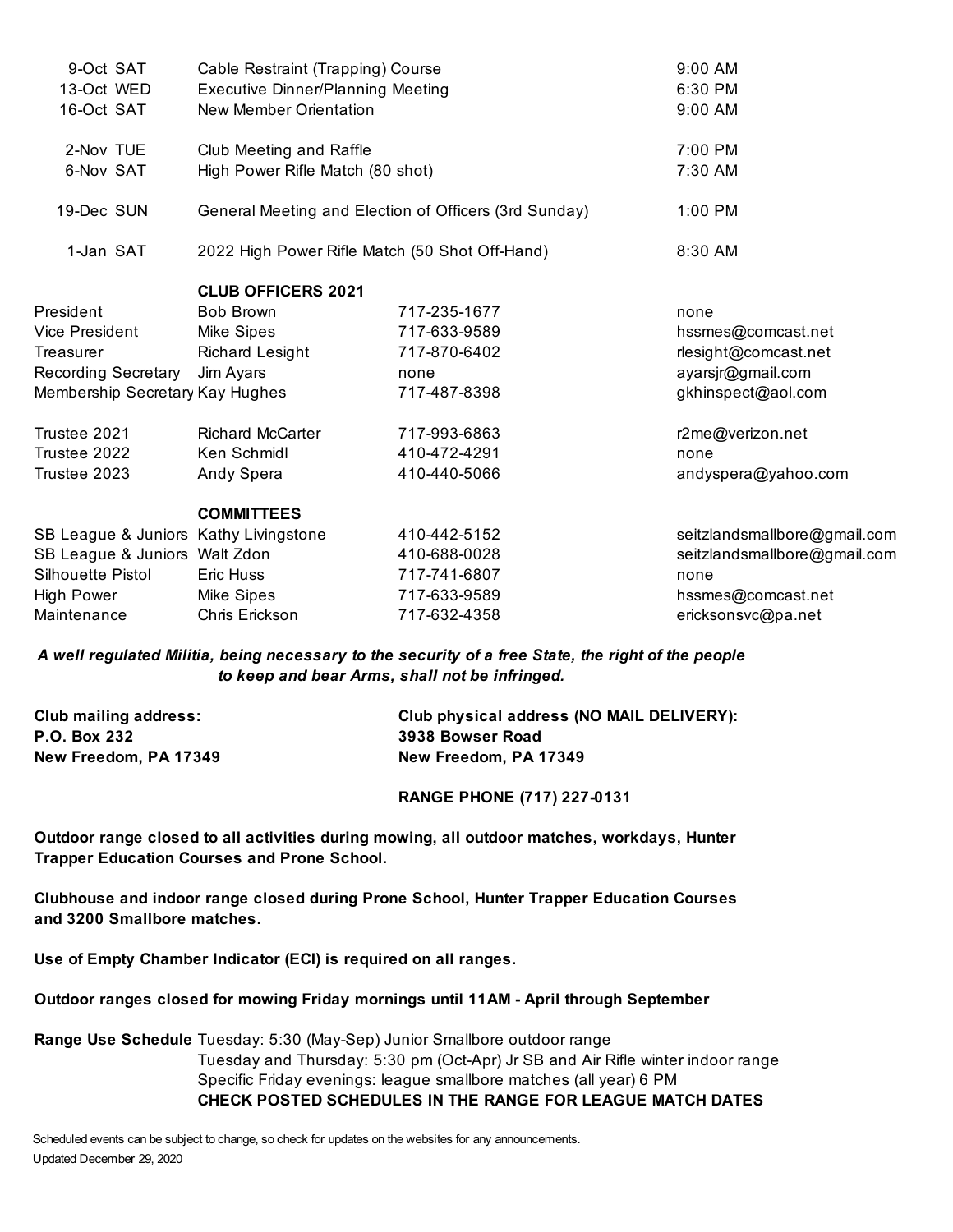| | | | |
|---|---|---|---|
| 9-Oct SAT | Cable Restraint (Trapping) Course | | 9:00 AM |
| 13-Oct WED | Executive Dinner/Planning Meeting | | 6:30 PM |
| 16-Oct SAT | New Member Orientation | | 9:00 AM |
| 2-Nov TUE | Club Meeting and Raffle | | 7:00 PM |
| 6-Nov SAT | High Power Rifle Match (80 shot) | | 7:30 AM |
| 19-Dec SUN | General Meeting and Election of Officers (3rd Sunday) | | 1:00 PM |
| 1-Jan SAT | 2022 High Power Rifle Match (50 Shot Off-Hand) | | 8:30 AM |

**CLUB OFFICERS 2021**

| | | | |
|---|---|---|---|
| President | Bob Brown | 717-235-1677 | none |
| Vice President | Mike Sipes | 717-633-9589 | hssmes@comcast.net |
| Treasurer | Richard Lesight | 717-870-6402 | rlesight@comcast.net |
| Recording Secretary | Jim Ayars | none | ayarsjr@gmail.com |
| Membership Secretary | Kay Hughes | 717-487-8398 | gkhinspect@aol.com |
| Trustee 2021 | Richard McCarter | 717-993-6863 | r2me@verizon.net |
| Trustee 2022 | Ken Schmidl | 410-472-4291 | none |
| Trustee 2023 | Andy Spera | 410-440-5066 | andyspera@yahoo.com |

**COMMITTEES**

| | | | |
|---|---|---|---|
| SB League & Juniors | Kathy Livingstone | 410-442-5152 | seitzlandsmallbore@gmail.com |
| SB League & Juniors | Walt Zdon | 410-688-0028 | seitzlandsmallbore@gmail.com |
| Silhouette Pistol | Eric Huss | 717-741-6807 | none |
| High Power | Mike Sipes | 717-633-9589 | hssmes@comcast.net |
| Maintenance | Chris Erickson | 717-632-4358 | ericksonsvc@pa.net |

***A well regulated Militia, being necessary to the security of a free State, the right of the people to keep and bear Arms, shall not be infringed.***

**Club mailing address:**
**P.O. Box 232**
**New Freedom, PA 17349**

**Club physical address (NO MAIL DELIVERY):**
**3938 Bowser Road**
**New Freedom, PA 17349**

**RANGE PHONE (717) 227-0131**

**Outdoor range closed to all activities during mowing, all outdoor matches, workdays, Hunter Trapper Education Courses and Prone School.**

**Clubhouse and indoor range closed during Prone School, Hunter Trapper Education Courses and 3200 Smallbore matches.**

**Use of Empty Chamber Indicator (ECI) is required on all ranges.**

**Outdoor ranges closed for mowing Friday mornings until 11AM - April through September**

**Range Use Schedule** Tuesday: 5:30 (May-Sep) Junior Smallbore outdoor range
Tuesday and Thursday: 5:30 pm (Oct-Apr) Jr SB and Air Rifle winter indoor range
Specific Friday evenings: league smallbore matches (all year) 6 PM
**CHECK POSTED SCHEDULES IN THE RANGE FOR LEAGUE MATCH DATES**

Scheduled events can be subject to change, so check for updates on the websites for any announcements.
Updated December 29, 2020